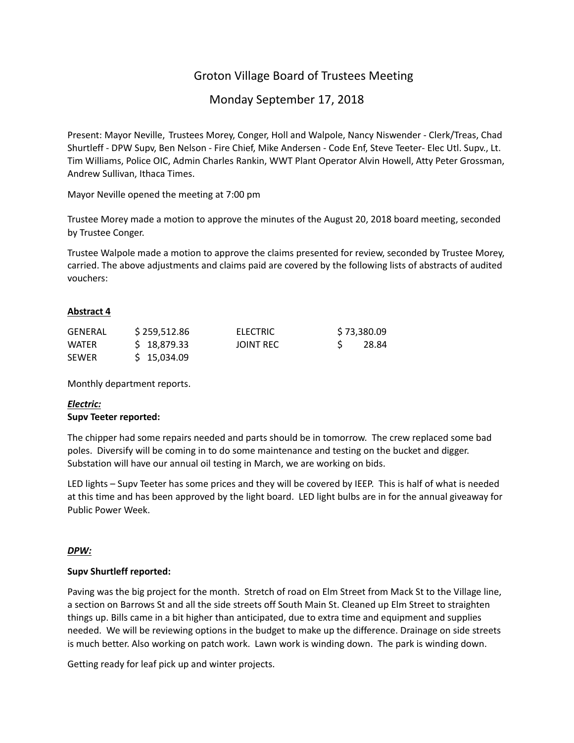# Groton Village Board of Trustees Meeting

## Monday September 17, 2018

Present: Mayor Neville, Trustees Morey, Conger, Holl and Walpole, Nancy Niswender - Clerk/Treas, Chad Shurtleff - DPW Supv, Ben Nelson - Fire Chief, Mike Andersen - Code Enf, Steve Teeter- Elec Utl. Supv., Lt. Tim Williams, Police OIC, Admin Charles Rankin, WWT Plant Operator Alvin Howell, Atty Peter Grossman, Andrew Sullivan, Ithaca Times.

Mayor Neville opened the meeting at 7:00 pm

Trustee Morey made a motion to approve the minutes of the August 20, 2018 board meeting, seconded by Trustee Conger.

Trustee Walpole made a motion to approve the claims presented for review, seconded by Trustee Morey, carried. The above adjustments and claims paid are covered by the following lists of abstracts of audited vouchers:

**Abstract 4**

| | | | |
|---|---|---|---|
| GENERAL | $ 259,512.86 | ELECTRIC | $ 73,380.09 |
| WATER | $ 18,879.33 | JOINT REC | $ 28.84 |
| SEWER | $ 15,034.09 | | |

Monthly department reports.

***Electric:***

**Supv Teeter reported:**

The chipper had some repairs needed and parts should be in tomorrow. The crew replaced some bad poles. Diversify will be coming in to do some maintenance and testing on the bucket and digger. Substation will have our annual oil testing in March, we are working on bids.

LED lights – Supv Teeter has some prices and they will be covered by IEEP. This is half of what is needed at this time and has been approved by the light board. LED light bulbs are in for the annual giveaway for Public Power Week.

***DPW:***

**Supv Shurtleff reported:**

Paving was the big project for the month. Stretch of road on Elm Street from Mack St to the Village line, a section on Barrows St and all the side streets off South Main St. Cleaned up Elm Street to straighten things up. Bills came in a bit higher than anticipated, due to extra time and equipment and supplies needed. We will be reviewing options in the budget to make up the difference. Drainage on side streets is much better. Also working on patch work. Lawn work is winding down. The park is winding down.

Getting ready for leaf pick up and winter projects.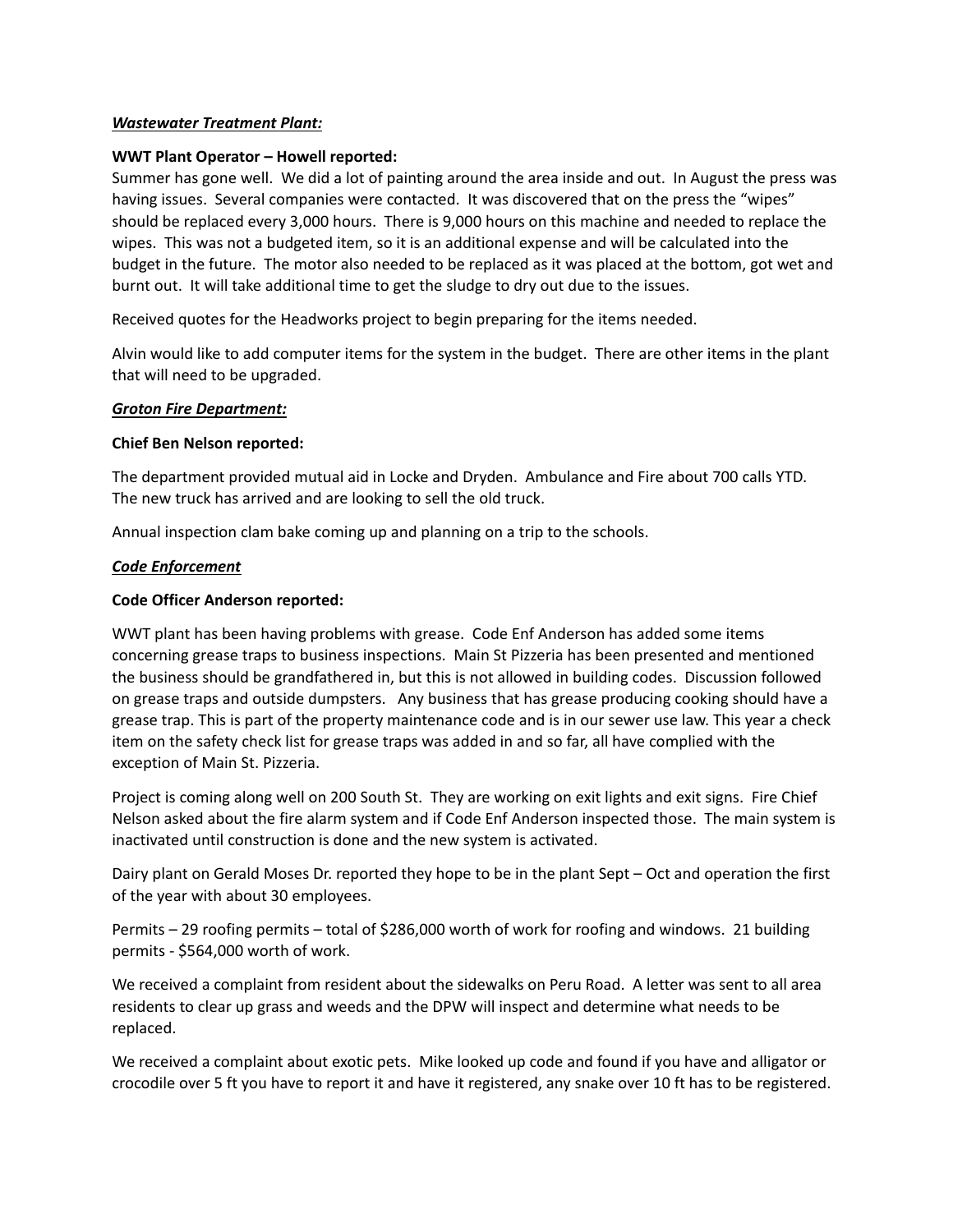***Wastewater Treatment Plant:***

**WWT Plant Operator – Howell reported:**

Summer has gone well. We did a lot of painting around the area inside and out. In August the press was having issues. Several companies were contacted. It was discovered that on the press the "wipes" should be replaced every 3,000 hours. There is 9,000 hours on this machine and needed to replace the wipes. This was not a budgeted item, so it is an additional expense and will be calculated into the budget in the future. The motor also needed to be replaced as it was placed at the bottom, got wet and burnt out. It will take additional time to get the sludge to dry out due to the issues.

Received quotes for the Headworks project to begin preparing for the items needed.

Alvin would like to add computer items for the system in the budget. There are other items in the plant that will need to be upgraded.

***Groton Fire Department:***

**Chief Ben Nelson reported:**

The department provided mutual aid in Locke and Dryden. Ambulance and Fire about 700 calls YTD. The new truck has arrived and are looking to sell the old truck.

Annual inspection clam bake coming up and planning on a trip to the schools.

***Code Enforcement***

**Code Officer Anderson reported:**

WWT plant has been having problems with grease. Code Enf Anderson has added some items concerning grease traps to business inspections. Main St Pizzeria has been presented and mentioned the business should be grandfathered in, but this is not allowed in building codes. Discussion followed on grease traps and outside dumpsters. Any business that has grease producing cooking should have a grease trap. This is part of the property maintenance code and is in our sewer use law. This year a check item on the safety check list for grease traps was added in and so far, all have complied with the exception of Main St. Pizzeria.

Project is coming along well on 200 South St. They are working on exit lights and exit signs. Fire Chief Nelson asked about the fire alarm system and if Code Enf Anderson inspected those. The main system is inactivated until construction is done and the new system is activated.

Dairy plant on Gerald Moses Dr. reported they hope to be in the plant Sept – Oct and operation the first of the year with about 30 employees.

Permits – 29 roofing permits – total of $286,000 worth of work for roofing and windows. 21 building permits - $564,000 worth of work.

We received a complaint from resident about the sidewalks on Peru Road. A letter was sent to all area residents to clear up grass and weeds and the DPW will inspect and determine what needs to be replaced.

We received a complaint about exotic pets. Mike looked up code and found if you have and alligator or crocodile over 5 ft you have to report it and have it registered, any snake over 10 ft has to be registered.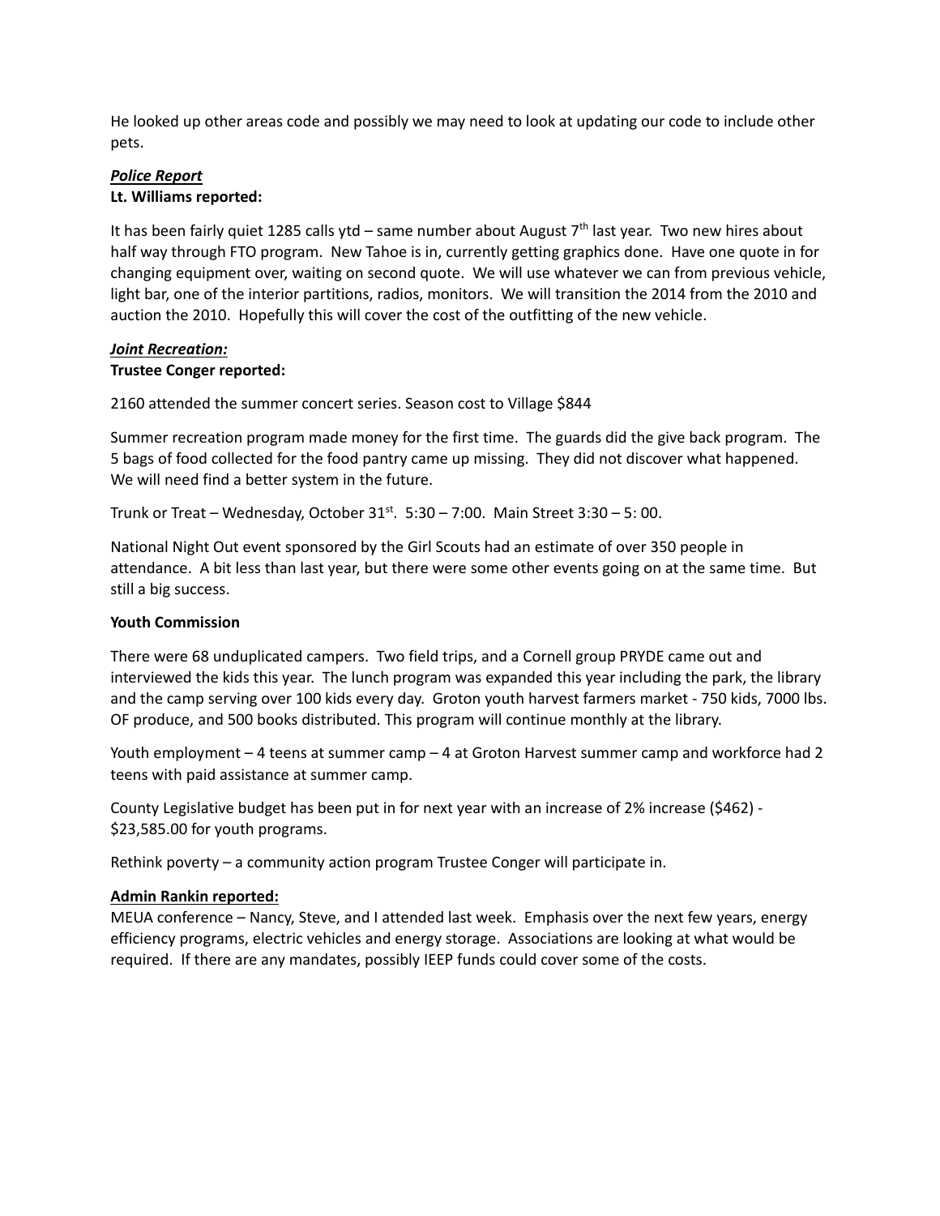He looked up other areas code and possibly we may need to look at updating our code to include other pets.

***Police Report***

**Lt. Williams reported:**

It has been fairly quiet 1285 calls ytd – same number about August 7th last year. Two new hires about half way through FTO program. New Tahoe is in, currently getting graphics done. Have one quote in for changing equipment over, waiting on second quote. We will use whatever we can from previous vehicle, light bar, one of the interior partitions, radios, monitors. We will transition the 2014 from the 2010 and auction the 2010. Hopefully this will cover the cost of the outfitting of the new vehicle.

***Joint Recreation:***

**Trustee Conger reported:**

2160 attended the summer concert series. Season cost to Village $844

Summer recreation program made money for the first time. The guards did the give back program. The 5 bags of food collected for the food pantry came up missing. They did not discover what happened. We will need find a better system in the future.

Trunk or Treat – Wednesday, October 31st. 5:30 – 7:00. Main Street 3:30 – 5: 00.

National Night Out event sponsored by the Girl Scouts had an estimate of over 350 people in attendance. A bit less than last year, but there were some other events going on at the same time. But still a big success.

**Youth Commission**

There were 68 unduplicated campers. Two field trips, and a Cornell group PRYDE came out and interviewed the kids this year. The lunch program was expanded this year including the park, the library and the camp serving over 100 kids every day. Groton youth harvest farmers market - 750 kids, 7000 lbs. OF produce, and 500 books distributed. This program will continue monthly at the library.

Youth employment – 4 teens at summer camp – 4 at Groton Harvest summer camp and workforce had 2 teens with paid assistance at summer camp.

County Legislative budget has been put in for next year with an increase of 2% increase ($462) - $23,585.00 for youth programs.

Rethink poverty – a community action program Trustee Conger will participate in.

**Admin Rankin reported:**

MEUA conference – Nancy, Steve, and I attended last week. Emphasis over the next few years, energy efficiency programs, electric vehicles and energy storage. Associations are looking at what would be required. If there are any mandates, possibly IEEP funds could cover some of the costs.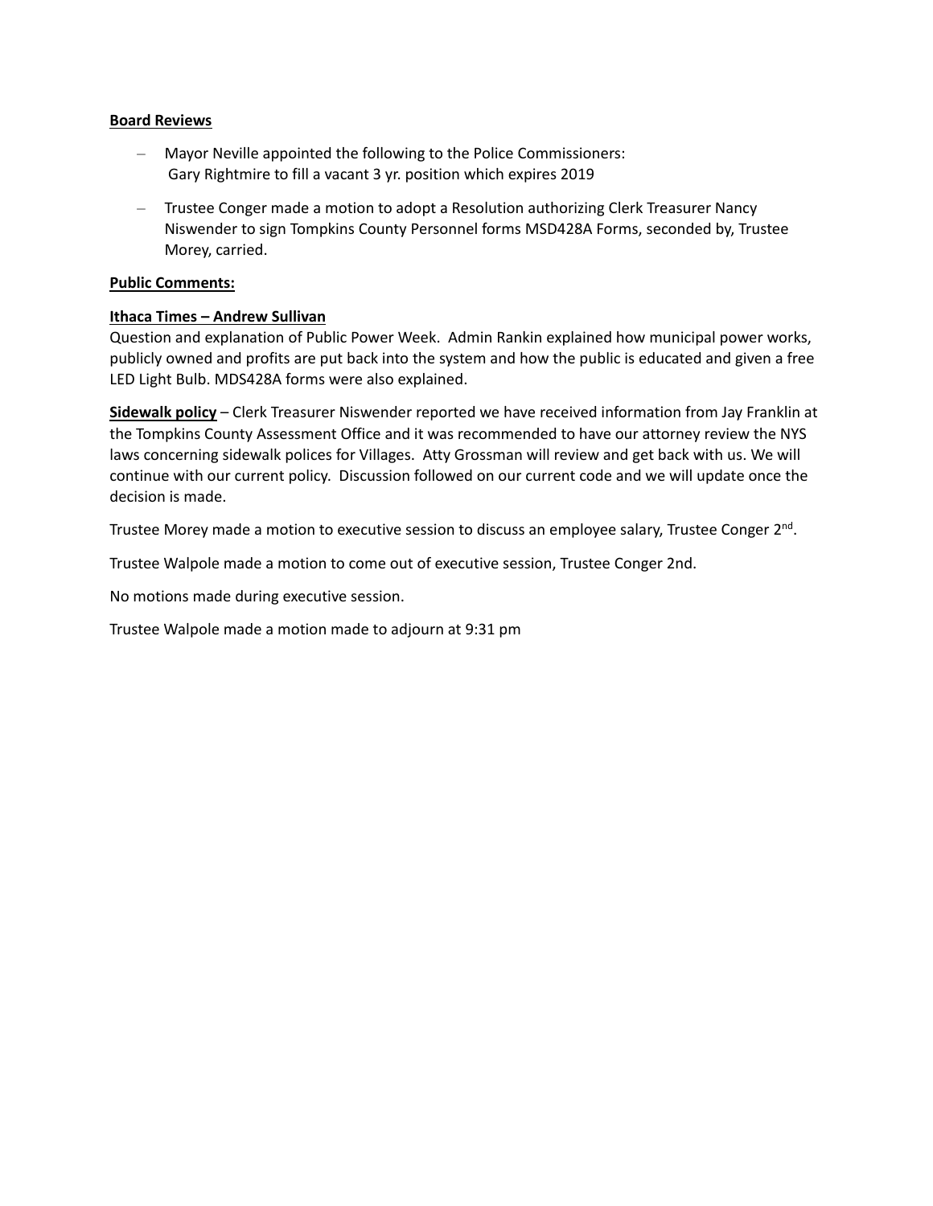**Board Reviews**

- Mayor Neville appointed the following to the Police Commissioners:
  Gary Rightmire to fill a vacant 3 yr. position which expires 2019
- Trustee Conger made a motion to adopt a Resolution authorizing Clerk Treasurer Nancy Niswender to sign Tompkins County Personnel forms MSD428A Forms, seconded by, Trustee Morey, carried.

**Public Comments:**

**Ithaca Times – Andrew Sullivan**

Question and explanation of Public Power Week. Admin Rankin explained how municipal power works, publicly owned and profits are put back into the system and how the public is educated and given a free LED Light Bulb. MDS428A forms were also explained.

**Sidewalk policy** – Clerk Treasurer Niswender reported we have received information from Jay Franklin at the Tompkins County Assessment Office and it was recommended to have our attorney review the NYS laws concerning sidewalk polices for Villages. Atty Grossman will review and get back with us. We will continue with our current policy. Discussion followed on our current code and we will update once the decision is made.

Trustee Morey made a motion to executive session to discuss an employee salary, Trustee Conger 2nd.

Trustee Walpole made a motion to come out of executive session, Trustee Conger 2nd.

No motions made during executive session.

Trustee Walpole made a motion made to adjourn at 9:31 pm